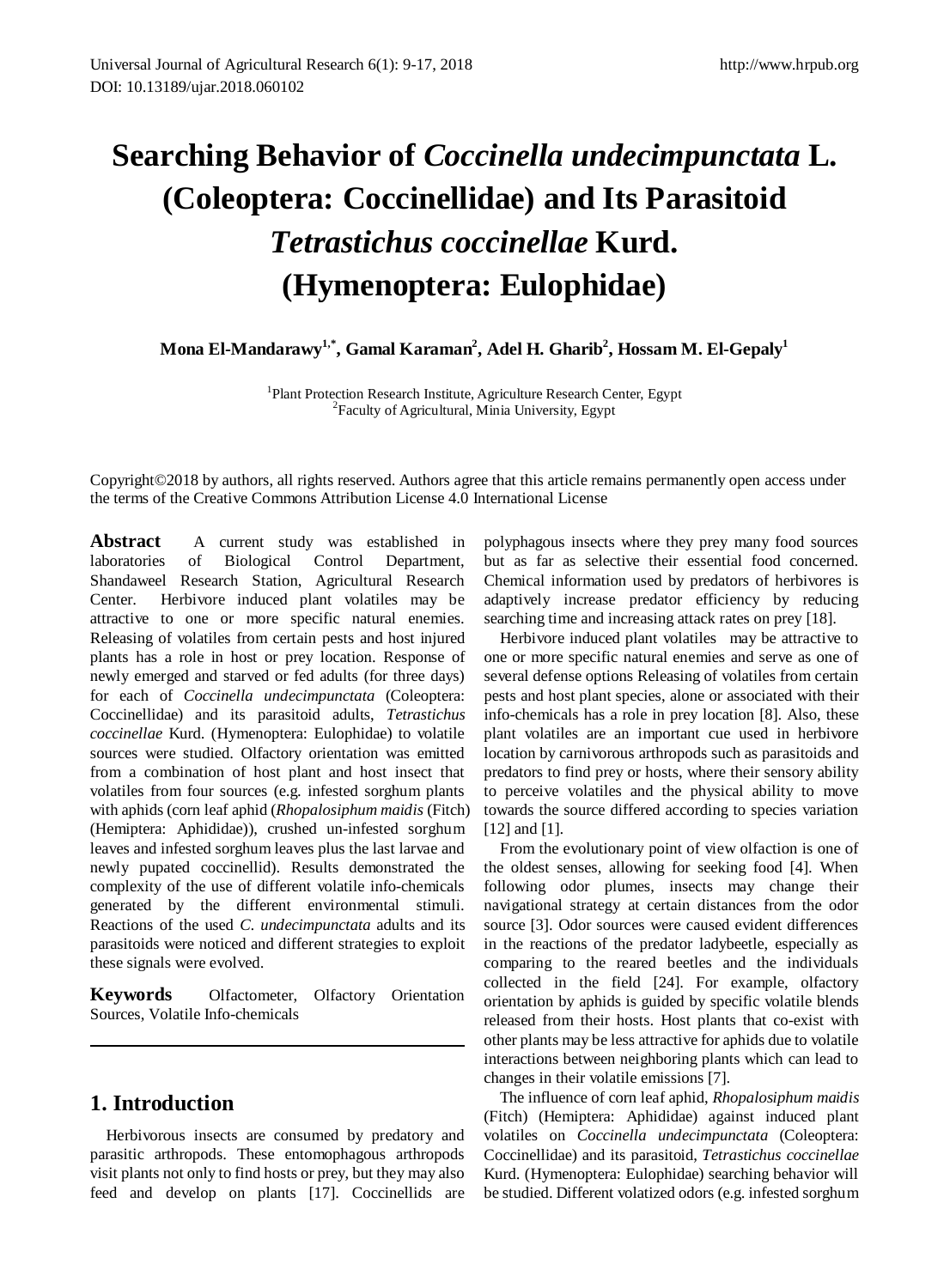# Searching Behavior of *Coccinella undecimpunctata* L. (Coleoptera: Coccinellidae) and Its Parasitoid *Tetrastichus coccinellae* Kurd. (Hymenoptera: Eulophidae)

**Mona El-Mandarawy[1,*], Gamal Karaman[2], Adel H. Gharib[2], Hossam M. El-Gepaly[1]**

[1]Plant Protection Research Institute, Agriculture Research Center, Egypt
[2]Faculty of Agricultural, Minia University, Egypt

Copyright©2018 by authors, all rights reserved. Authors agree that this article remains permanently open access under the terms of the Creative Commons Attribution License 4.0 International License

**Abstract** A current study was established in laboratories of Biological Control Department, Shandaweel Research Station, Agricultural Research Center. Herbivore induced plant volatiles may be attractive to one or more specific natural enemies. Releasing of volatiles from certain pests and host injured plants has a role in host or prey location. Response of newly emerged and starved or fed adults (for three days) for each of *Coccinella undecimpunctata* (Coleoptera: Coccinellidae) and its parasitoid adults, *Tetrastichus coccinellae* Kurd. (Hymenoptera: Eulophidae) to volatile sources were studied. Olfactory orientation was emitted from a combination of host plant and host insect that volatiles from four sources (e.g. infested sorghum plants with aphids (corn leaf aphid (*Rhopalosiphum maidis* (Fitch) (Hemiptera: Aphididae)), crushed un-infested sorghum leaves and infested sorghum leaves plus the last larvae and newly pupated coccinellid). Results demonstrated the complexity of the use of different volatile info-chemicals generated by the different environmental stimuli. Reactions of the used *C. undecimpunctata* adults and its parasitoids were noticed and different strategies to exploit these signals were evolved.

**Keywords** Olfactometer, Olfactory Orientation Sources, Volatile Info-chemicals

## 1. Introduction

Herbivorous insects are consumed by predatory and parasitic arthropods. These entomophagous arthropods visit plants not only to find hosts or prey, but they may also feed and develop on plants [17]. Coccinellids are polyphagous insects where they prey many food sources but as far as selective their essential food concerned. Chemical information used by predators of herbivores is adaptively increase predator efficiency by reducing searching time and increasing attack rates on prey [18].

Herbivore induced plant volatiles may be attractive to one or more specific natural enemies and serve as one of several defense options Releasing of volatiles from certain pests and host plant species, alone or associated with their info-chemicals has a role in prey location [8]. Also, these plant volatiles are an important cue used in herbivore location by carnivorous arthropods such as parasitoids and predators to find prey or hosts, where their sensory ability to perceive volatiles and the physical ability to move towards the source differed according to species variation [12] and [1].

From the evolutionary point of view olfaction is one of the oldest senses, allowing for seeking food [4]. When following odor plumes, insects may change their navigational strategy at certain distances from the odor source [3]. Odor sources were caused evident differences in the reactions of the predator ladybeetle, especially as comparing to the reared beetles and the individuals collected in the field [24]. For example, olfactory orientation by aphids is guided by specific volatile blends released from their hosts. Host plants that co-exist with other plants may be less attractive for aphids due to volatile interactions between neighboring plants which can lead to changes in their volatile emissions [7].

The influence of corn leaf aphid, *Rhopalosiphum maidis* (Fitch) (Hemiptera: Aphididae) against induced plant volatiles on *Coccinella undecimpunctata* (Coleoptera: Coccinellidae) and its parasitoid, *Tetrastichus coccinellae* Kurd. (Hymenoptera: Eulophidae) searching behavior will be studied. Different volatized odors (e.g. infested sorghum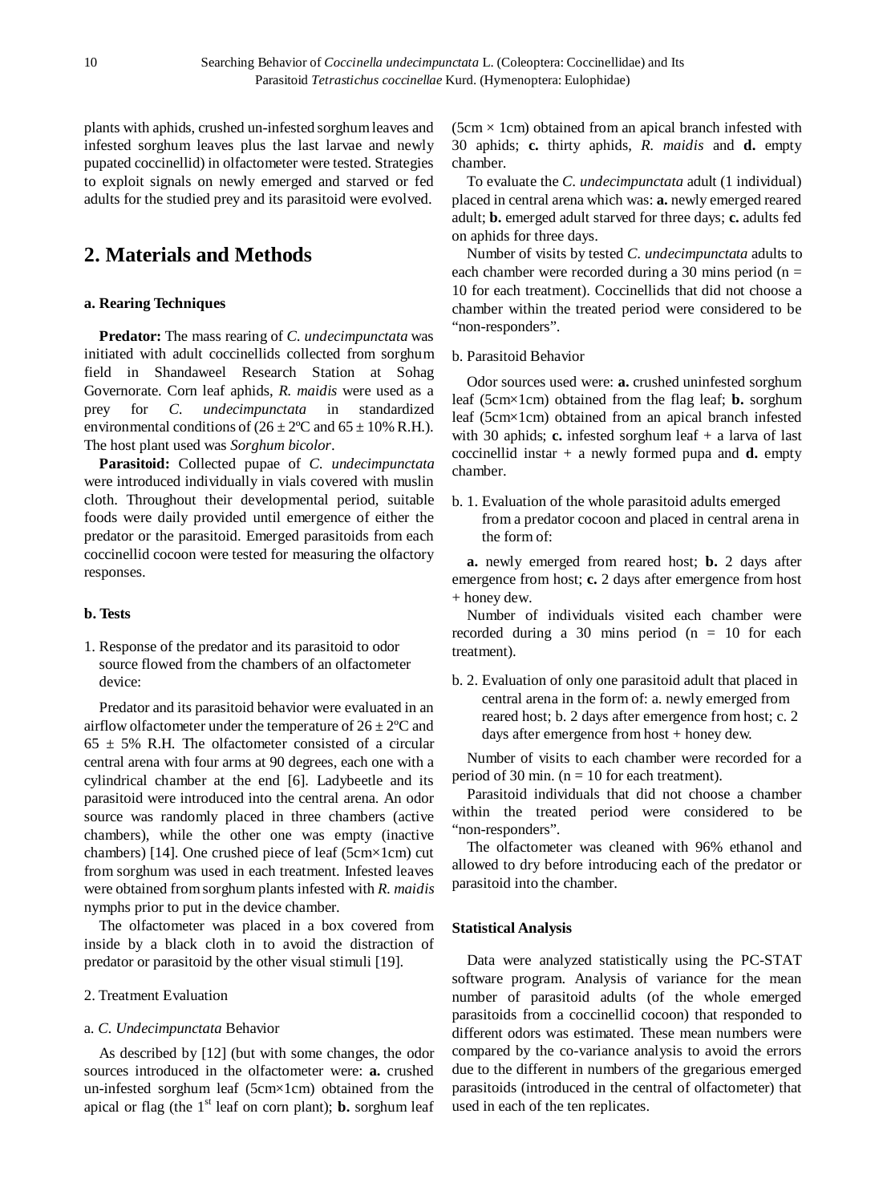plants with aphids, crushed un-infested sorghum leaves and infested sorghum leaves plus the last larvae and newly pupated coccinellid) in olfactometer were tested. Strategies to exploit signals on newly emerged and starved or fed adults for the studied prey and its parasitoid were evolved.

## 2. Materials and Methods

### a. Rearing Techniques

**Predator:** The mass rearing of *C. undecimpunctata* was initiated with adult coccinellids collected from sorghum field in Shandaweel Research Station at Sohag Governorate. Corn leaf aphids, *R. maidis* were used as a prey for *C. undecimpunctata* in standardized environmental conditions of (26 ± 2ºC and 65 ± 10% R.H.). The host plant used was *Sorghum bicolor*.

**Parasitoid:** Collected pupae of *C. undecimpunctata* were introduced individually in vials covered with muslin cloth. Throughout their developmental period, suitable foods were daily provided until emergence of either the predator or the parasitoid. Emerged parasitoids from each coccinellid cocoon were tested for measuring the olfactory responses.

### b. Tests

1. Response of the predator and its parasitoid to odor source flowed from the chambers of an olfactometer device:

Predator and its parasitoid behavior were evaluated in an airflow olfactometer under the temperature of 26 ± 2ºC and 65 ± 5% R.H. The olfactometer consisted of a circular central arena with four arms at 90 degrees, each one with a cylindrical chamber at the end [6]. Ladybeetle and its parasitoid were introduced into the central arena. An odor source was randomly placed in three chambers (active chambers), while the other one was empty (inactive chambers) [14]. One crushed piece of leaf (5cm×1cm) cut from sorghum was used in each treatment. Infested leaves were obtained from sorghum plants infested with *R. maidis* nymphs prior to put in the device chamber.

The olfactometer was placed in a box covered from inside by a black cloth in to avoid the distraction of predator or parasitoid by the other visual stimuli [19].

2. Treatment Evaluation

a. *C. Undecimpunctata* Behavior

As described by [12] (but with some changes, the odor sources introduced in the olfactometer were: **a.** crushed un-infested sorghum leaf (5cm×1cm) obtained from the apical or flag (the 1st leaf on corn plant); **b.** sorghum leaf (5cm × 1cm) obtained from an apical branch infested with 30 aphids; **c.** thirty aphids, *R. maidis* and **d.** empty chamber.

To evaluate the *C. undecimpunctata* adult (1 individual) placed in central arena which was: **a.** newly emerged reared adult; **b.** emerged adult starved for three days; **c.** adults fed on aphids for three days.

Number of visits by tested *C. undecimpunctata* adults to each chamber were recorded during a 30 mins period (n = 10 for each treatment). Coccinellids that did not choose a chamber within the treated period were considered to be "non-responders".

b. Parasitoid Behavior

Odor sources used were: **a.** crushed uninfested sorghum leaf (5cm×1cm) obtained from the flag leaf; **b.** sorghum leaf (5cm×1cm) obtained from an apical branch infested with 30 aphids; **c.** infested sorghum leaf + a larva of last coccinellid instar + a newly formed pupa and **d.** empty chamber.

b. 1. Evaluation of the whole parasitoid adults emerged from a predator cocoon and placed in central arena in the form of:

**a.** newly emerged from reared host; **b.** 2 days after emergence from host; **c.** 2 days after emergence from host + honey dew.

Number of individuals visited each chamber were recorded during a 30 mins period (n = 10 for each treatment).

b. 2. Evaluation of only one parasitoid adult that placed in central arena in the form of: a. newly emerged from reared host; b. 2 days after emergence from host; c. 2 days after emergence from host + honey dew.

Number of visits to each chamber were recorded for a period of 30 min. (n = 10 for each treatment).

Parasitoid individuals that did not choose a chamber within the treated period were considered to be "non-responders".

The olfactometer was cleaned with 96% ethanol and allowed to dry before introducing each of the predator or parasitoid into the chamber.

### Statistical Analysis

Data were analyzed statistically using the PC-STAT software program. Analysis of variance for the mean number of parasitoid adults (of the whole emerged parasitoids from a coccinellid cocoon) that responded to different odors was estimated. These mean numbers were compared by the co-variance analysis to avoid the errors due to the different in numbers of the gregarious emerged parasitoids (introduced in the central of olfactometer) that used in each of the ten replicates.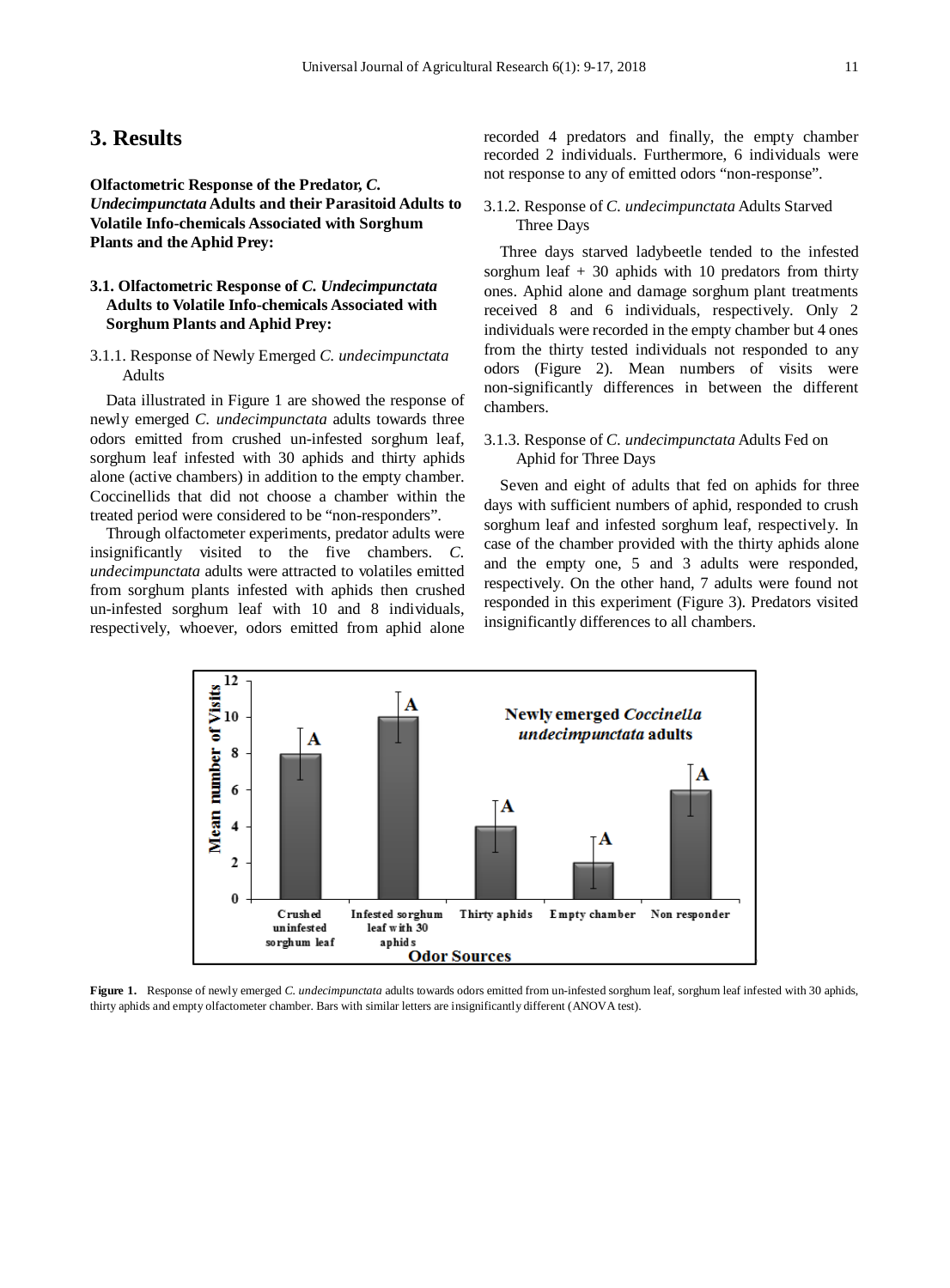# 3. Results

**Olfactometric Response of the Predator, *C. Undecimpunctata* Adults and their Parasitoid Adults to Volatile Info-chemicals Associated with Sorghum Plants and the Aphid Prey:**

## 3.1. Olfactometric Response of *C. Undecimpunctata* Adults to Volatile Info-chemicals Associated with Sorghum Plants and Aphid Prey:

### 3.1.1. Response of Newly Emerged *C. undecimpunctata* Adults

Data illustrated in Figure 1 are showed the response of newly emerged *C. undecimpunctata* adults towards three odors emitted from crushed un-infested sorghum leaf, sorghum leaf infested with 30 aphids and thirty aphids alone (active chambers) in addition to the empty chamber. Coccinellids that did not choose a chamber within the treated period were considered to be "non-responders".

Through olfactometer experiments, predator adults were insignificantly visited to the five chambers. *C. undecimpunctata* adults were attracted to volatiles emitted from sorghum plants infested with aphids then crushed un-infested sorghum leaf with 10 and 8 individuals, respectively, whoever, odors emitted from aphid alone recorded 4 predators and finally, the empty chamber recorded 2 individuals. Furthermore, 6 individuals were not response to any of emitted odors "non-response".

### 3.1.2. Response of *C. undecimpunctata* Adults Starved Three Days

Three days starved ladybeetle tended to the infested sorghum leaf + 30 aphids with 10 predators from thirty ones. Aphid alone and damage sorghum plant treatments received 8 and 6 individuals, respectively. Only 2 individuals were recorded in the empty chamber but 4 ones from the thirty tested individuals not responded to any odors (Figure 2). Mean numbers of visits were non-significantly differences in between the different chambers.

### 3.1.3. Response of *C. undecimpunctata* Adults Fed on Aphid for Three Days

Seven and eight of adults that fed on aphids for three days with sufficient numbers of aphid, responded to crush sorghum leaf and infested sorghum leaf, respectively. In case of the chamber provided with the thirty aphids alone and the empty one, 5 and 3 adults were responded, respectively. On the other hand, 7 adults were found not responded in this experiment (Figure 3). Predators visited insignificantly differences to all chambers.

**Figure 1.** Response of newly emerged *C. undecimpunctata* adults towards odors emitted from un-infested sorghum leaf, sorghum leaf infested with 30 aphids, thirty aphids and empty olfactometer chamber. Bars with similar letters are insignificantly different (ANOVA test).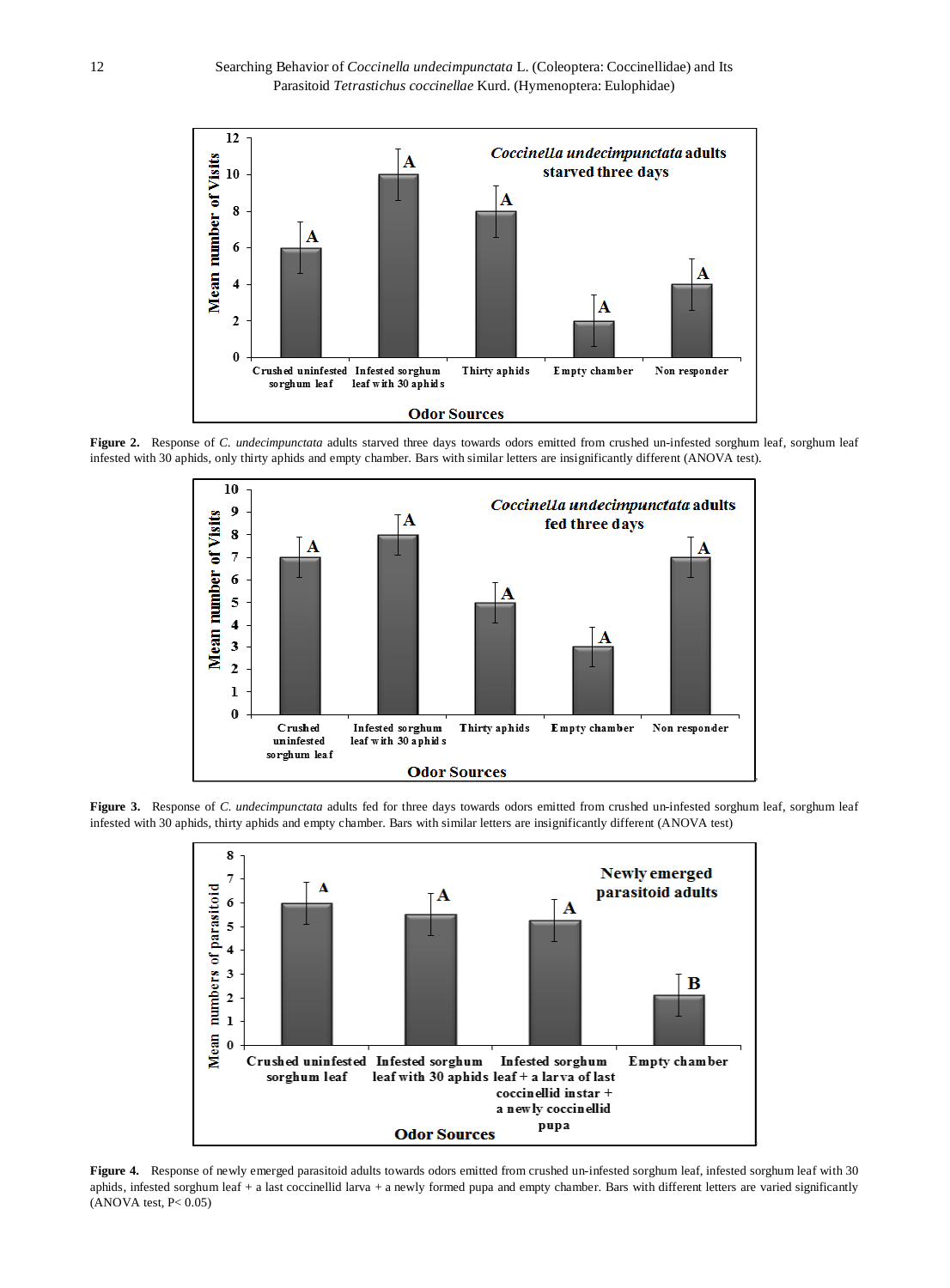**Figure 2.** Response of *C. undecimpunctata* adults starved three days towards odors emitted from crushed un-infested sorghum leaf, sorghum leaf infested with 30 aphids, only thirty aphids and empty chamber. Bars with similar letters are insignificantly different (ANOVA test).

**Figure 3.** Response of *C. undecimpunctata* adults fed for three days towards odors emitted from crushed un-infested sorghum leaf, sorghum leaf infested with 30 aphids, thirty aphids and empty chamber. Bars with similar letters are insignificantly different (ANOVA test)

**Figure 4.** Response of newly emerged parasitoid adults towards odors emitted from crushed un-infested sorghum leaf, infested sorghum leaf with 30 aphids, infested sorghum leaf + a last coccinellid larva + a newly formed pupa and empty chamber. Bars with different letters are varied significantly (ANOVA test, $P < 0.05$)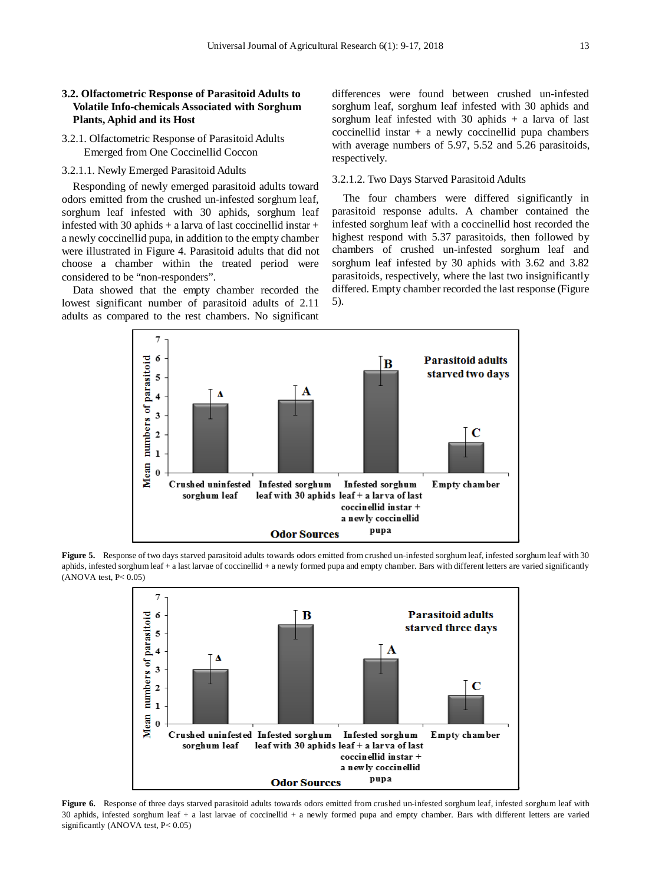### 3.2. Olfactometric Response of Parasitoid Adults to Volatile Info-chemicals Associated with Sorghum Plants, Aphid and its Host

#### 3.2.1. Olfactometric Response of Parasitoid Adults Emerged from One Coccinellid Coccon

##### 3.2.1.1. Newly Emerged Parasitoid Adults

Responding of newly emerged parasitoid adults toward odors emitted from the crushed un-infested sorghum leaf, sorghum leaf infested with 30 aphids, sorghum leaf infested with 30 aphids + a larva of last coccinellid instar + a newly coccinellid pupa, in addition to the empty chamber were illustrated in Figure 4. Parasitoid adults that did not choose a chamber within the treated period were considered to be "non-responders".

Data showed that the empty chamber recorded the lowest significant number of parasitoid adults of 2.11 adults as compared to the rest chambers. No significant differences were found between crushed un-infested sorghum leaf, sorghum leaf infested with 30 aphids and sorghum leaf infested with 30 aphids + a larva of last coccinellid instar + a newly coccinellid pupa chambers with average numbers of 5.97, 5.52 and 5.26 parasitoids, respectively.

##### 3.2.1.2. Two Days Starved Parasitoid Adults

The four chambers were differed significantly in parasitoid response adults. A chamber contained the infested sorghum leaf with a coccinellid host recorded the highest respond with 5.37 parasitoids, then followed by chambers of crushed un-infested sorghum leaf and sorghum leaf infested by 30 aphids with 3.62 and 3.82 parasitoids, respectively, where the last two insignificantly differed. Empty chamber recorded the last response (Figure 5).

**Figure 5.** Response of two days starved parasitoid adults towards odors emitted from crushed un-infested sorghum leaf, infested sorghum leaf with 30 aphids, infested sorghum leaf + a last larvae of coccinellid + a newly formed pupa and empty chamber. Bars with different letters are varied significantly (ANOVA test, $P < 0.05$)

**Figure 6.** Response of three days starved parasitoid adults towards odors emitted from crushed un-infested sorghum leaf, infested sorghum leaf with 30 aphids, infested sorghum leaf + a last larvae of coccinellid + a newly formed pupa and empty chamber. Bars with different letters are varied significantly (ANOVA test, $P < 0.05$)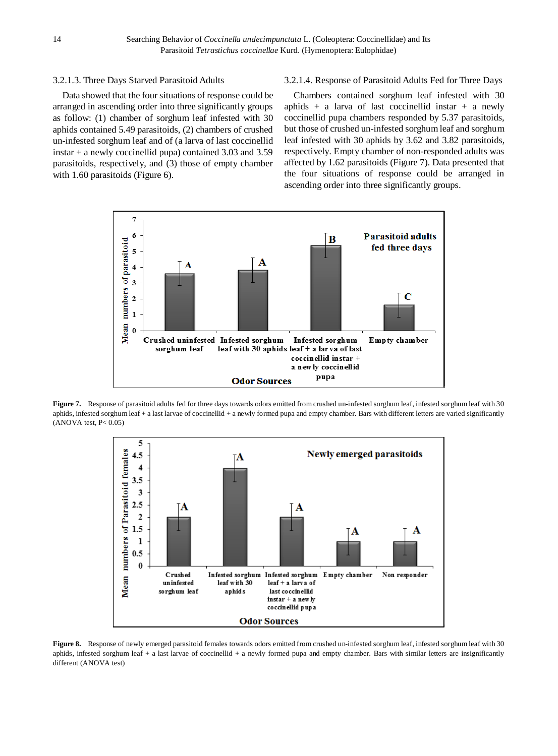#### 3.2.1.3. Three Days Starved Parasitoid Adults

Data showed that the four situations of response could be arranged in ascending order into three significantly groups as follow: (1) chamber of sorghum leaf infested with 30 aphids contained 5.49 parasitoids, (2) chambers of crushed un-infested sorghum leaf and of (a larva of last coccinellid instar + a newly coccinellid pupa) contained 3.03 and 3.59 parasitoids, respectively, and (3) those of empty chamber with 1.60 parasitoids (Figure 6).

#### 3.2.1.4. Response of Parasitoid Adults Fed for Three Days

Chambers contained sorghum leaf infested with 30 aphids + a larva of last coccinellid instar + a newly coccinellid pupa chambers responded by 5.37 parasitoids, but those of crushed un-infested sorghum leaf and sorghum leaf infested with 30 aphids by 3.62 and 3.82 parasitoids, respectively. Empty chamber of non-responded adults was affected by 1.62 parasitoids (Figure 7). Data presented that the four situations of response could be arranged in ascending order into three significantly groups.

**Figure 7.** Response of parasitoid adults fed for three days towards odors emitted from crushed un-infested sorghum leaf, infested sorghum leaf with 30 aphids, infested sorghum leaf + a last larvae of coccinellid + a newly formed pupa and empty chamber. Bars with different letters are varied significantly (ANOVA test, $P < 0.05$)

**Figure 8.** Response of newly emerged parasitoid females towards odors emitted from crushed un-infested sorghum leaf, infested sorghum leaf with 30 aphids, infested sorghum leaf + a last larvae of coccinellid + a newly formed pupa and empty chamber. Bars with similar letters are insignificantly different (ANOVA test)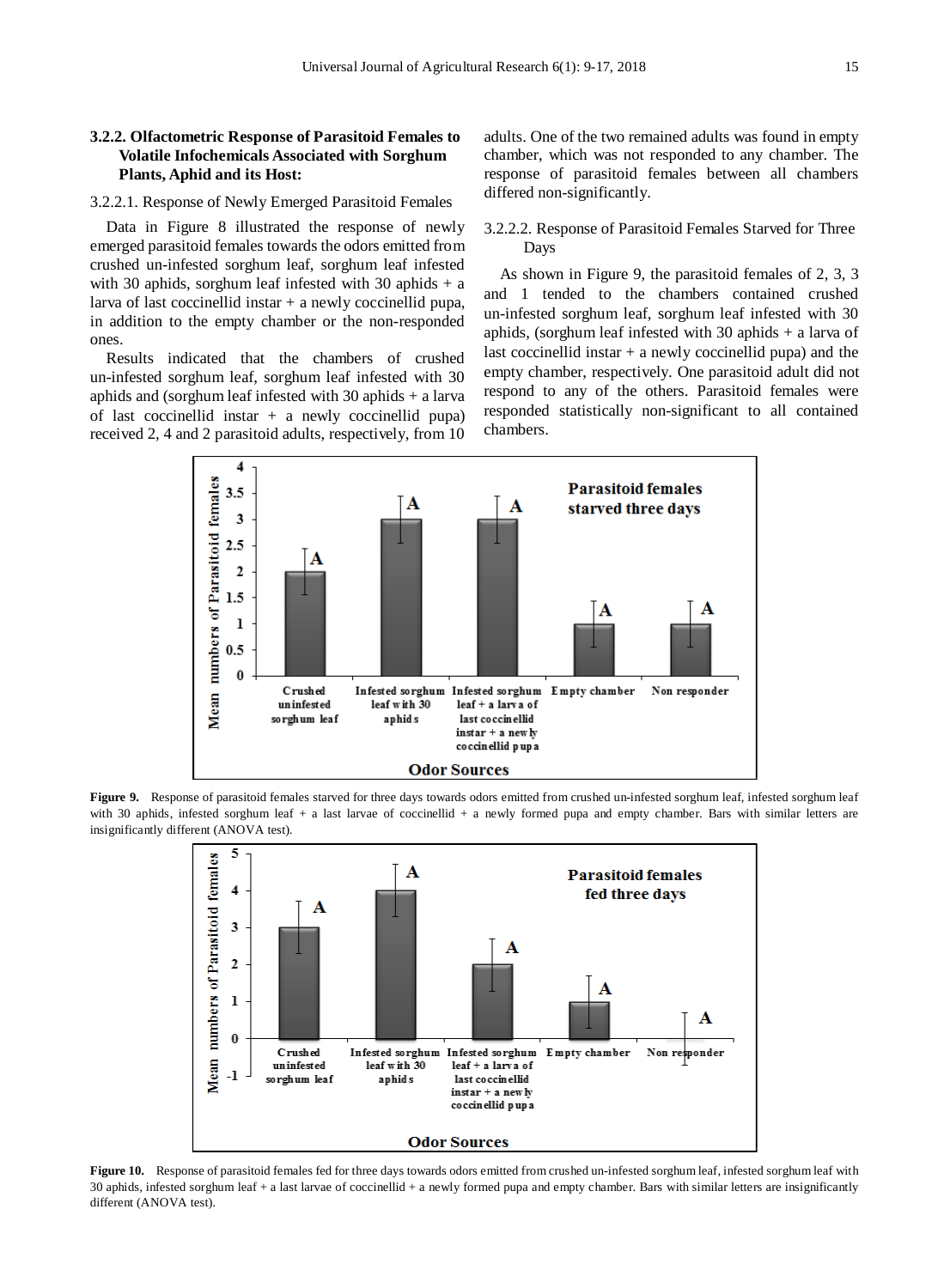#### 3.2.2. Olfactometric Response of Parasitoid Females to Volatile Infochemicals Associated with Sorghum Plants, Aphid and its Host:

3.2.2.1. Response of Newly Emerged Parasitoid Females

Data in Figure 8 illustrated the response of newly emerged parasitoid females towards the odors emitted from crushed un-infested sorghum leaf, sorghum leaf infested with 30 aphids, sorghum leaf infested with 30 aphids + a larva of last coccinellid instar + a newly coccinellid pupa, in addition to the empty chamber or the non-responded ones.

Results indicated that the chambers of crushed un-infested sorghum leaf, sorghum leaf infested with 30 aphids and (sorghum leaf infested with 30 aphids + a larva of last coccinellid instar + a newly coccinellid pupa) received 2, 4 and 2 parasitoid adults, respectively, from 10 adults. One of the two remained adults was found in empty chamber, which was not responded to any chamber. The response of parasitoid females between all chambers differed non-significantly.

3.2.2.2. Response of Parasitoid Females Starved for Three Days

As shown in Figure 9, the parasitoid females of 2, 3, 3 and 1 tended to the chambers contained crushed un-infested sorghum leaf, sorghum leaf infested with 30 aphids, (sorghum leaf infested with 30 aphids + a larva of last coccinellid instar + a newly coccinellid pupa) and the empty chamber, respectively. One parasitoid adult did not respond to any of the others. Parasitoid females were responded statistically non-significant to all contained chambers.

**Figure 9.** Response of parasitoid females starved for three days towards odors emitted from crushed un-infested sorghum leaf, infested sorghum leaf with 30 aphids, infested sorghum leaf + a last larvae of coccinellid + a newly formed pupa and empty chamber. Bars with similar letters are insignificantly different (ANOVA test).

**Figure 10.** Response of parasitoid females fed for three days towards odors emitted from crushed un-infested sorghum leaf, infested sorghum leaf with 30 aphids, infested sorghum leaf + a last larvae of coccinellid + a newly formed pupa and empty chamber. Bars with similar letters are insignificantly different (ANOVA test).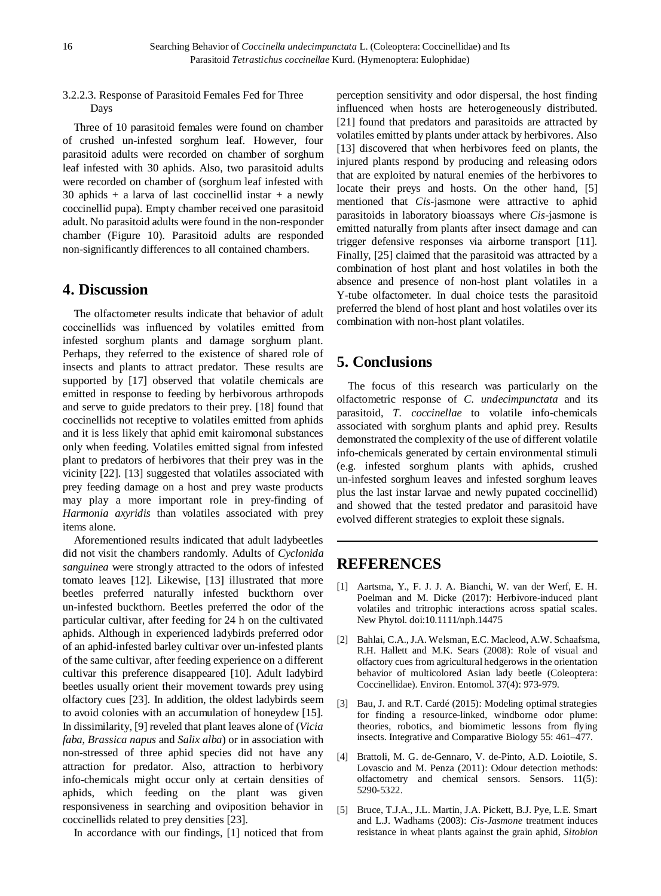#### 3.2.2.3. Response of Parasitoid Females Fed for Three Days

Three of 10 parasitoid females were found on chamber of crushed un-infested sorghum leaf. However, four parasitoid adults were recorded on chamber of sorghum leaf infested with 30 aphids. Also, two parasitoid adults were recorded on chamber of (sorghum leaf infested with 30 aphids + a larva of last coccinellid instar + a newly coccinellid pupa). Empty chamber received one parasitoid adult. No parasitoid adults were found in the non-responder chamber (Figure 10). Parasitoid adults are responded non-significantly differences to all contained chambers.

## 4. Discussion

The olfactometer results indicate that behavior of adult coccinellids was influenced by volatiles emitted from infested sorghum plants and damage sorghum plant. Perhaps, they referred to the existence of shared role of insects and plants to attract predator. These results are supported by [17] observed that volatile chemicals are emitted in response to feeding by herbivorous arthropods and serve to guide predators to their prey. [18] found that coccinellids not receptive to volatiles emitted from aphids and it is less likely that aphid emit kairomonal substances only when feeding. Volatiles emitted signal from infested plant to predators of herbivores that their prey was in the vicinity [22]. [13] suggested that volatiles associated with prey feeding damage on a host and prey waste products may play a more important role in prey-finding of *Harmonia axyridis* than volatiles associated with prey items alone.

Aforementioned results indicated that adult ladybeetles did not visit the chambers randomly. Adults of *Cyclonida sanguinea* were strongly attracted to the odors of infested tomato leaves [12]. Likewise, [13] illustrated that more beetles preferred naturally infested buckthorn over un-infested buckthorn. Beetles preferred the odor of the particular cultivar, after feeding for 24 h on the cultivated aphids. Although in experienced ladybirds preferred odor of an aphid-infested barley cultivar over un-infested plants of the same cultivar, after feeding experience on a different cultivar this preference disappeared [10]. Adult ladybird beetles usually orient their movement towards prey using olfactory cues [23]. In addition, the oldest ladybirds seem to avoid colonies with an accumulation of honeydew [15]. In dissimilarity, [9] reveled that plant leaves alone of (*Vicia faba*, *Brassica napus* and *Salix alba*) or in association with non-stressed of three aphid species did not have any attraction for predator. Also, attraction to herbivory info-chemicals might occur only at certain densities of aphids, which feeding on the plant was given responsiveness in searching and oviposition behavior in coccinellids related to prey densities [23].

In accordance with our findings, [1] noticed that from perception sensitivity and odor dispersal, the host finding influenced when hosts are heterogeneously distributed. [21] found that predators and parasitoids are attracted by volatiles emitted by plants under attack by herbivores. Also [13] discovered that when herbivores feed on plants, the injured plants respond by producing and releasing odors that are exploited by natural enemies of the herbivores to locate their preys and hosts. On the other hand, [5] mentioned that *Cis*-jasmone were attractive to aphid parasitoids in laboratory bioassays where *Cis*-jasmone is emitted naturally from plants after insect damage and can trigger defensive responses via airborne transport [11]. Finally, [25] claimed that the parasitoid was attracted by a combination of host plant and host volatiles in both the absence and presence of non-host plant volatiles in a Y-tube olfactometer. In dual choice tests the parasitoid preferred the blend of host plant and host volatiles over its combination with non-host plant volatiles.

## 5. Conclusions

The focus of this research was particularly on the olfactometric response of *C. undecimpunctata* and its parasitoid, *T. coccinellae* to volatile info-chemicals associated with sorghum plants and aphid prey. Results demonstrated the complexity of the use of different volatile info-chemicals generated by certain environmental stimuli (e.g. infested sorghum plants with aphids, crushed un-infested sorghum leaves and infested sorghum leaves plus the last instar larvae and newly pupated coccinellid) and showed that the tested predator and parasitoid have evolved different strategies to exploit these signals.

---

## REFERENCES

[1] Aartsma, Y., F. J. J. A. Bianchi, W. van der Werf, E. H. Poelman and M. Dicke (2017): Herbivore-induced plant volatiles and tritrophic interactions across spatial scales. New Phytol. doi:10.1111/nph.14475

[2] Bahlai, C.A., J.A. Welsman, E.C. Macleod, A.W. Schaafsma, R.H. Hallett and M.K. Sears (2008): Role of visual and olfactory cues from agricultural hedgerows in the orientation behavior of multicolored Asian lady beetle (Coleoptera: Coccinellidae). Environ. Entomol. 37(4): 973-979.

[3] Bau, J. and R.T. Cardé (2015): Modeling optimal strategies for finding a resource-linked, windborne odor plume: theories, robotics, and biomimetic lessons from flying insects. Integrative and Comparative Biology 55: 461–477.

[4] Brattoli, M. G. de-Gennaro, V. de-Pinto, A.D. Loiotile, S. Lovascio and M. Penza (2011): Odour detection methods: olfactometry and chemical sensors. Sensors. 11(5): 5290-5322.

[5] Bruce, T.J.A., J.L. Martin, J.A. Pickett, B.J. Pye, L.E. Smart and L.J. Wadhams (2003): *Cis-Jasmone* treatment induces resistance in wheat plants against the grain aphid, *Sitobion*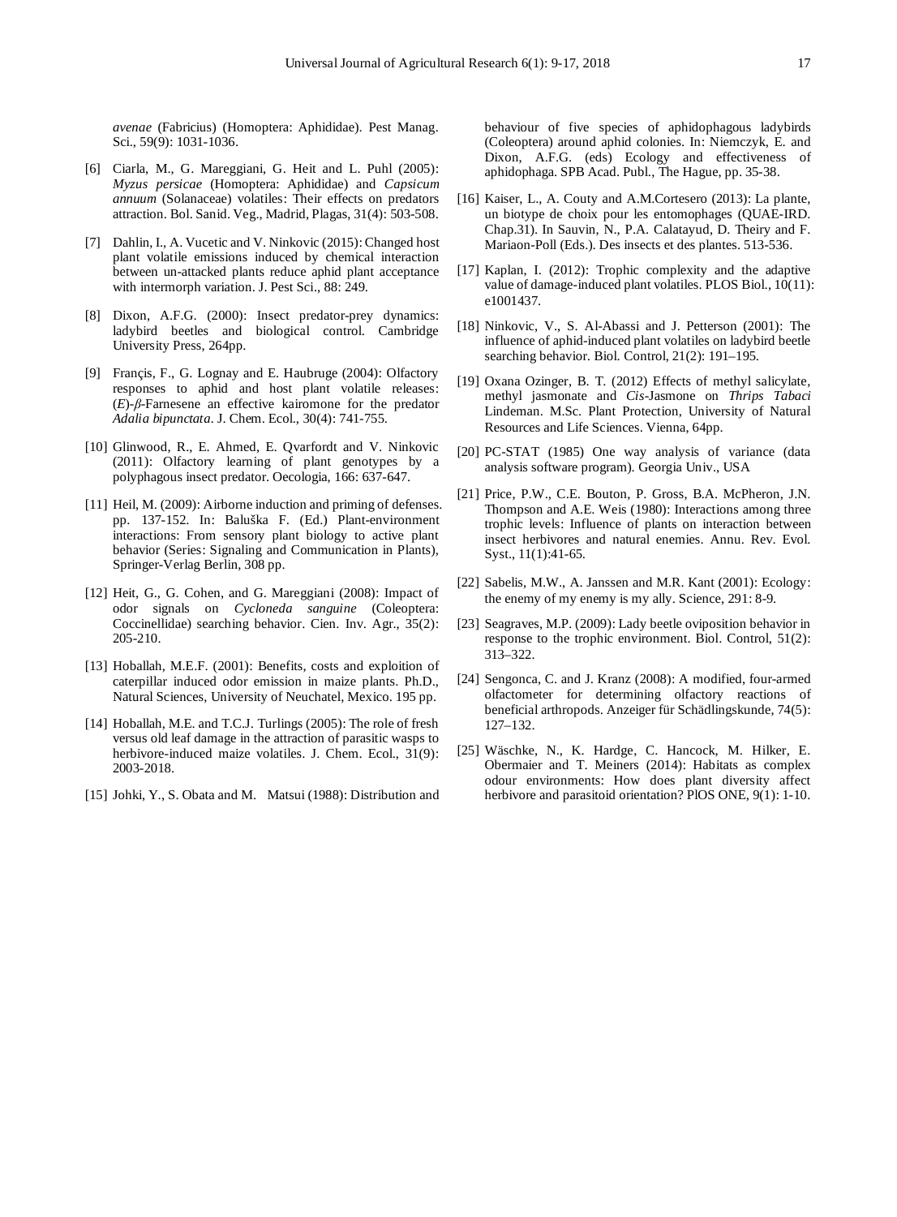*avenae* (Fabricius) (Homoptera: Aphididae). Pest Manag. Sci., 59(9): 1031-1036.

[6] Ciarla, M., G. Mareggiani, G. Heit and L. Puhl (2005): *Myzus persicae* (Homoptera: Aphididae) and *Capsicum annuum* (Solanaceae) volatiles: Their effects on predators attraction. Bol. Sanid. Veg., Madrid, Plagas, 31(4): 503-508.

[7] Dahlin, I., A. Vucetic and V. Ninkovic (2015): Changed host plant volatile emissions induced by chemical interaction between un-attacked plants reduce aphid plant acceptance with intermorph variation. J. Pest Sci., 88: 249.

[8] Dixon, A.F.G. (2000): Insect predator-prey dynamics: ladybird beetles and biological control. Cambridge University Press, 264pp.

[9] Françis, F., G. Lognay and E. Haubruge (2004): Olfactory responses to aphid and host plant volatile releases: (*E*)-*β*-Farnesene an effective kairomone for the predator *Adalia bipunctata*. J. Chem. Ecol., 30(4): 741-755.

[10] Glinwood, R., E. Ahmed, E. Qvarfordt and V. Ninkovic (2011): Olfactory learning of plant genotypes by a polyphagous insect predator. Oecologia, 166: 637-647.

[11] Heil, M. (2009): Airborne induction and priming of defenses. pp. 137-152. In: Baluška F. (Ed.) Plant-environment interactions: From sensory plant biology to active plant behavior (Series: Signaling and Communication in Plants), Springer-Verlag Berlin, 308 pp.

[12] Heit, G., G. Cohen, and G. Mareggiani (2008): Impact of odor signals on *Cycloneda sanguine* (Coleoptera: Coccinellidae) searching behavior. Cien. Inv. Agr., 35(2): 205-210.

[13] Hoballah, M.E.F. (2001): Benefits, costs and exploition of caterpillar induced odor emission in maize plants. Ph.D., Natural Sciences, University of Neuchatel, Mexico. 195 pp.

[14] Hoballah, M.E. and T.C.J. Turlings (2005): The role of fresh versus old leaf damage in the attraction of parasitic wasps to herbivore-induced maize volatiles. J. Chem. Ecol., 31(9): 2003-2018.

[15] Johki, Y., S. Obata and M. Matsui (1988): Distribution and behaviour of five species of aphidophagous ladybirds (Coleoptera) around aphid colonies. In: Niemczyk, E. and Dixon, A.F.G. (eds) Ecology and effectiveness of aphidophaga. SPB Acad. Publ., The Hague, pp. 35-38.

[16] Kaiser, L., A. Couty and A.M.Cortesero (2013): La plante, un biotype de choix pour les entomophages (QUAE-IRD. Chap.31). In Sauvin, N., P.A. Calatayud, D. Theiry and F. Mariaon-Poll (Eds.). Des insects et des plantes. 513-536.

[17] Kaplan, I. (2012): Trophic complexity and the adaptive value of damage-induced plant volatiles. PLOS Biol., 10(11): e1001437.

[18] Ninkovic, V., S. Al-Abassi and J. Petterson (2001): The influence of aphid-induced plant volatiles on ladybird beetle searching behavior. Biol. Control, 21(2): 191–195.

[19] Oxana Ozinger, B. T. (2012) Effects of methyl salicylate, methyl jasmonate and *Cis*-Jasmone on *Thrips Tabaci* Lindeman. M.Sc. Plant Protection, University of Natural Resources and Life Sciences. Vienna, 64pp.

[20] PC-STAT (1985) One way analysis of variance (data analysis software program). Georgia Univ., USA

[21] Price, P.W., C.E. Bouton, P. Gross, B.A. McPheron, J.N. Thompson and A.E. Weis (1980): Interactions among three trophic levels: Influence of plants on interaction between insect herbivores and natural enemies. Annu. Rev. Evol. Syst., 11(1):41-65.

[22] Sabelis, M.W., A. Janssen and M.R. Kant (2001): Ecology: the enemy of my enemy is my ally. Science, 291: 8-9.

[23] Seagraves, M.P. (2009): Lady beetle oviposition behavior in response to the trophic environment. Biol. Control, 51(2): 313–322.

[24] Sengonca, C. and J. Kranz (2008): A modified, four-armed olfactometer for determining olfactory reactions of beneficial arthropods. Anzeiger für Schädlingskunde, 74(5): 127–132.

[25] Wäschke, N., K. Hardge, C. Hancock, M. Hilker, E. Obermaier and T. Meiners (2014): Habitats as complex odour environments: How does plant diversity affect herbivore and parasitoid orientation? PlOS ONE, 9(1): 1-10.